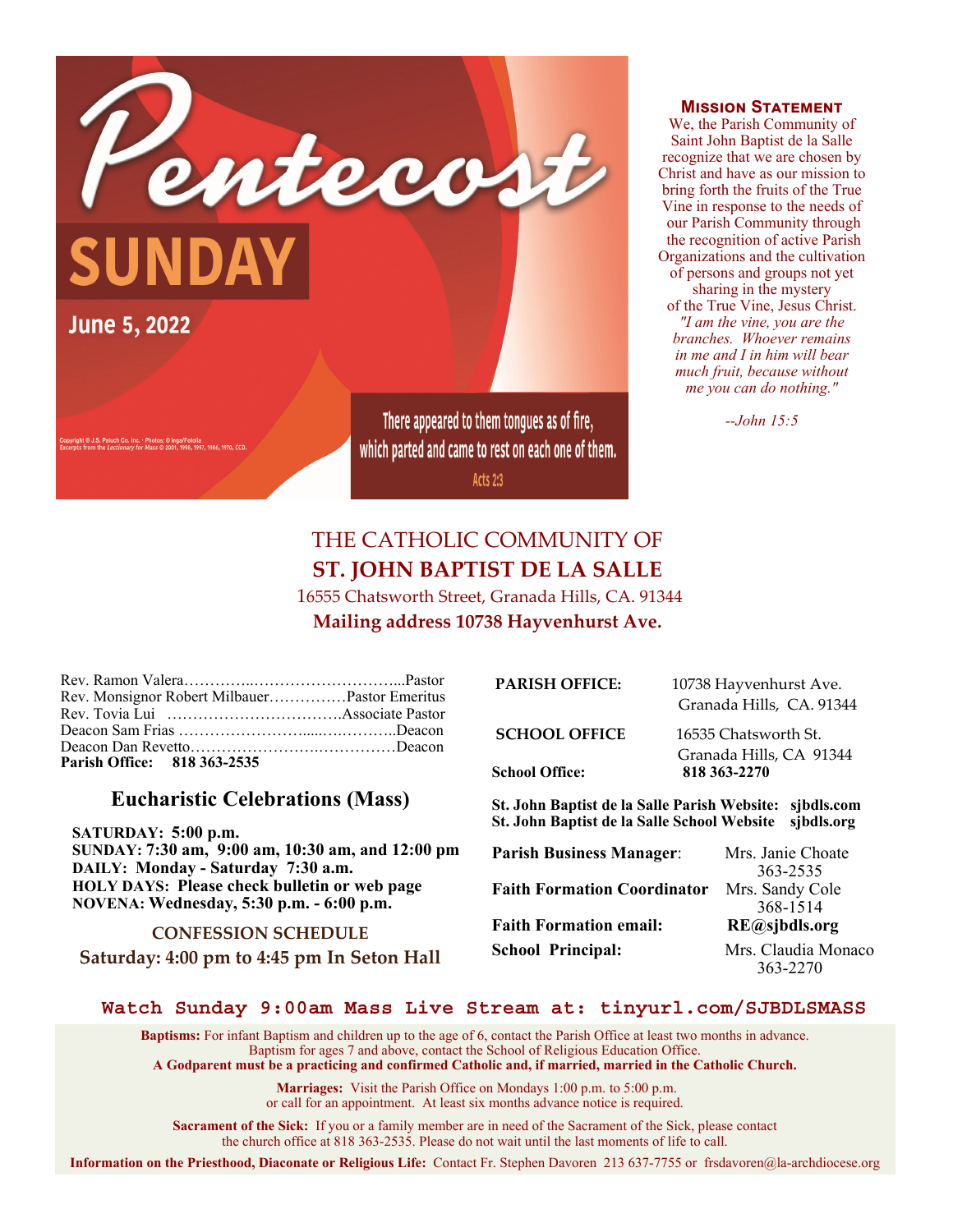# Pentecost SUNDAY

June 5, 2022

Copyright © J.S. Paluch Co. Inc. · Photos: © inga/Fotolia
Excerpts from the *Lectionary for Mass* © 2001, 1998, 1997, 1986, 1970, CCD.

There appeared to them tongues as of fire, which parted and came to rest on each one of them.
Acts 2:3

**Mission Statement**

We, the Parish Community of Saint John Baptist de la Salle recognize that we are chosen by Christ and have as our mission to bring forth the fruits of the True Vine in response to the needs of our Parish Community through the recognition of active Parish Organizations and the cultivation of persons and groups not yet sharing in the mystery of the True Vine, Jesus Christ.

*"I am the vine, you are the branches. Whoever remains in me and I in him will bear much fruit, because without me you can do nothing."*

*--John 15:5*

## THE CATHOLIC COMMUNITY OF
## ST. JOHN BAPTIST DE LA SALLE

16555 Chatsworth Street, Granada Hills, CA. 91344

**Mailing address 10738 Hayvenhurst Ave.**

Rev. Ramon Valera…………..………………………...Pastor
Rev. Monsignor Robert Milbauer……………Pastor Emeritus
Rev. Tovia Lui …………………………….Associate Pastor
Deacon Sam Frias ……………………......….………..Deacon
Deacon Dan Revetto……………………….……………Deacon
**Parish Office: 818 363-2535**

### Eucharistic Celebrations (Mass)

**SATURDAY: 5:00 p.m.**
**SUNDAY: 7:30 am, 9:00 am, 10:30 am, and 12:00 pm**
**DAILY: Monday - Saturday 7:30 a.m.**
**HOLY DAYS: Please check bulletin or web page**
**NOVENA: Wednesday, 5:30 p.m. - 6:00 p.m.**

**CONFESSION SCHEDULE**
**Saturday: 4:00 pm to 4:45 pm In Seton Hall**

**PARISH OFFICE:** 10738 Hayvenhurst Ave.
Granada Hills, CA. 91344

**SCHOOL OFFICE** 16535 Chatsworth St.
Granada Hills, CA 91344

**School Office: 818 363-2270**

**St. John Baptist de la Salle Parish Website: sjbdls.com**
**St. John Baptist de la Salle School Website sjbdls.org**

**Parish Business Manager**: Mrs. Janie Choate 363-2535

**Faith Formation Coordinator** Mrs. Sandy Cole 368-1514

**Faith Formation email: RE@sjbdls.org**

**School Principal:** Mrs. Claudia Monaco 363-2270

**Watch Sunday 9:00am Mass Live Stream at: tinyurl.com/SJBDLSMASS**

**Baptisms:** For infant Baptism and children up to the age of 6, contact the Parish Office at least two months in advance. Baptism for ages 7 and above, contact the School of Religious Education Office.
**A Godparent must be a practicing and confirmed Catholic and, if married, married in the Catholic Church.**

**Marriages:** Visit the Parish Office on Mondays 1:00 p.m. to 5:00 p.m. or call for an appointment. At least six months advance notice is required.

**Sacrament of the Sick:** If you or a family member are in need of the Sacrament of the Sick, please contact the church office at 818 363-2535. Please do not wait until the last moments of life to call.

**Information on the Priesthood, Diaconate or Religious Life:** Contact Fr. Stephen Davoren 213 637-7755 or frsdavoren@la-archdiocese.org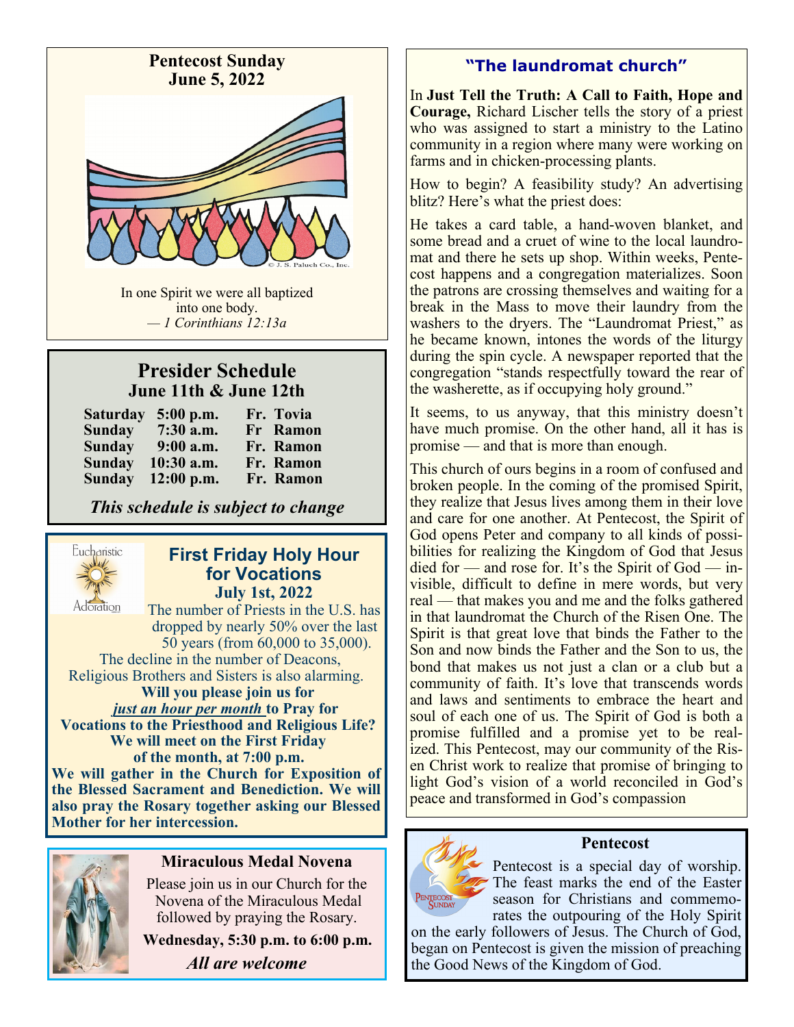## Pentecost Sunday
## June 5, 2022

© J. S. Paluch Co., Inc.

In one Spirit we were all baptized into one body.
*— 1 Corinthians 12:13a*

## Presider Schedule
### June 11th & June 12th

| | | |
|---|---|---|
| **Saturday** | **5:00 p.m.** | **Fr. Tovia** |
| **Sunday** | **7:30 a.m.** | **Fr Ramon** |
| **Sunday** | **9:00 a.m.** | **Fr. Ramon** |
| **Sunday** | **10:30 a.m.** | **Fr. Ramon** |
| **Sunday** | **12:00 p.m.** | **Fr. Ramon** |

***This schedule is subject to change***

## First Friday Holy Hour for Vocations
### July 1st, 2022

Eucharistic Adoration

The number of Priests in the U.S. has dropped by nearly 50% over the last 50 years (from 60,000 to 35,000). The decline in the number of Deacons, Religious Brothers and Sisters is also alarming.

**Will you please join us for *just an hour per month* to Pray for Vocations to the Priesthood and Religious Life? We will meet on the First Friday of the month, at 7:00 p.m. We will gather in the Church for Exposition of the Blessed Sacrament and Benediction. We will also pray the Rosary together asking our Blessed Mother for her intercession.**

## Miraculous Medal Novena

Please join us in our Church for the Novena of the Miraculous Medal followed by praying the Rosary.

**Wednesday, 5:30 p.m. to 6:00 p.m.**

***All are welcome***

## "The laundromat church"

In **Just Tell the Truth: A Call to Faith, Hope and Courage,** Richard Lischer tells the story of a priest who was assigned to start a ministry to the Latino community in a region where many were working on farms and in chicken-processing plants.

How to begin? A feasibility study? An advertising blitz? Here's what the priest does:

He takes a card table, a hand-woven blanket, and some bread and a cruet of wine to the local laundromat and there he sets up shop. Within weeks, Pentecost happens and a congregation materializes. Soon the patrons are crossing themselves and waiting for a break in the Mass to move their laundry from the washers to the dryers. The "Laundromat Priest," as he became known, intones the words of the liturgy during the spin cycle. A newspaper reported that the congregation "stands respectfully toward the rear of the washerette, as if occupying holy ground."

It seems, to us anyway, that this ministry doesn't have much promise. On the other hand, all it has is promise — and that is more than enough.

This church of ours begins in a room of confused and broken people. In the coming of the promised Spirit, they realize that Jesus lives among them in their love and care for one another. At Pentecost, the Spirit of God opens Peter and company to all kinds of possibilities for realizing the Kingdom of God that Jesus died for — and rose for. It's the Spirit of God — invisible, difficult to define in mere words, but very real — that makes you and me and the folks gathered in that laundromat the Church of the Risen One. The Spirit is that great love that binds the Father to the Son and now binds the Father and the Son to us, the bond that makes us not just a clan or a club but a community of faith. It's love that transcends words and laws and sentiments to embrace the heart and soul of each one of us. The Spirit of God is both a promise fulfilled and a promise yet to be realized. This Pentecost, may our community of the Risen Christ work to realize that promise of bringing to light God's vision of a world reconciled in God's peace and transformed in God's compassion

## Pentecost

Pentecost Sunday

Pentecost is a special day of worship. The feast marks the end of the Easter season for Christians and commemorates the outpouring of the Holy Spirit on the early followers of Jesus. The Church of God, began on Pentecost is given the mission of preaching the Good News of the Kingdom of God.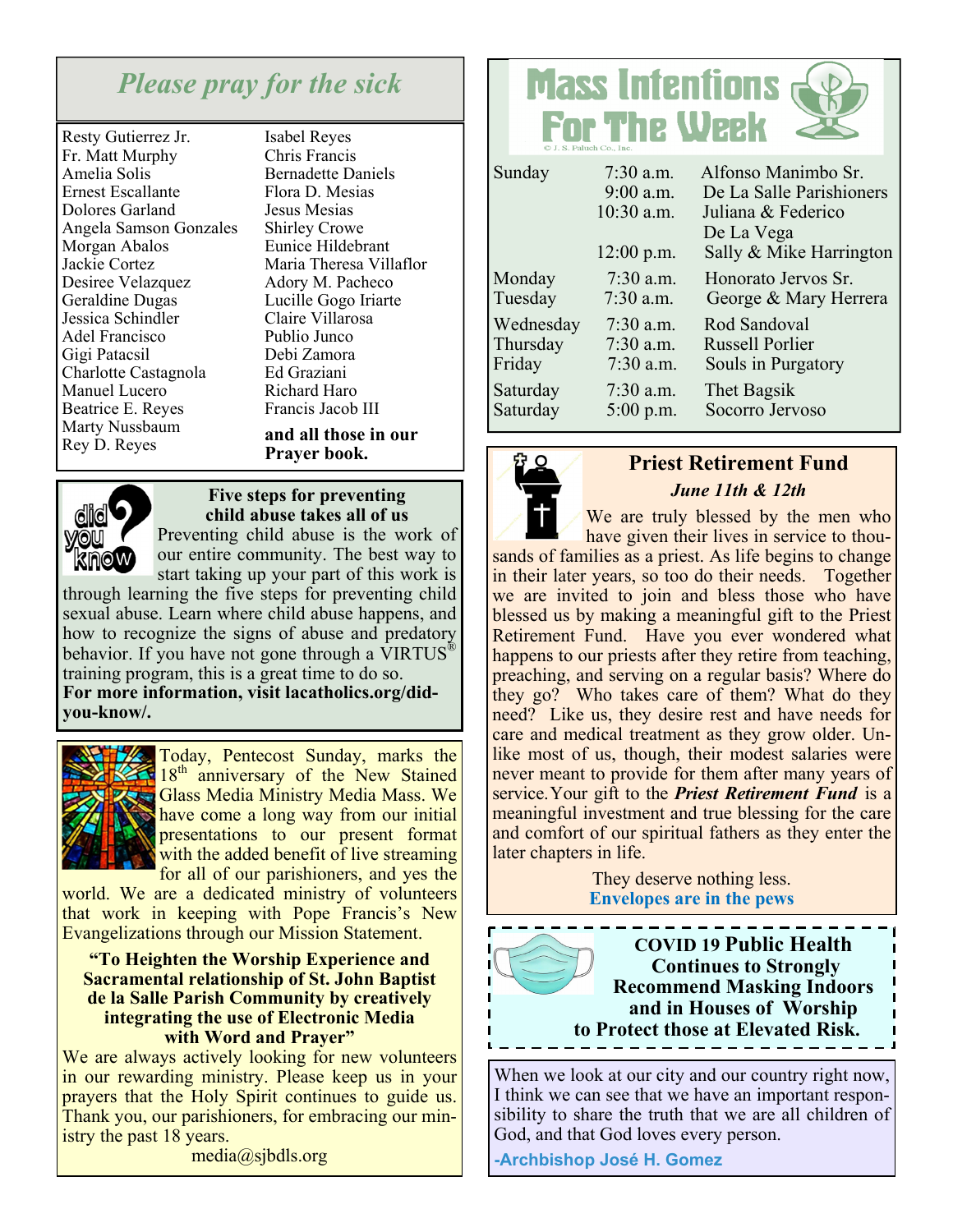## *Please pray for the sick*

Resty Gutierrez Jr.
Fr. Matt Murphy
Amelia Solis
Ernest Escallante
Dolores Garland
Angela Samson Gonzales
Morgan Abalos
Jackie Cortez
Desiree Velazquez
Geraldine Dugas
Jessica Schindler
Adel Francisco
Gigi Patacsil
Charlotte Castagnola
Manuel Lucero
Beatrice E. Reyes
Marty Nussbaum
Rey D. Reyes
Isabel Reyes
Chris Francis
Bernadette Daniels
Flora D. Mesias
Jesus Mesias
Shirley Crowe
Eunice Hildebrant
Maria Theresa Villaflor
Adory M. Pacheco
Lucille Gogo Iriarte
Claire Villarosa
Publio Junco
Debi Zamora
Ed Graziani
Richard Haro
Francis Jacob III

**and all those in our Prayer book.**

### Five steps for preventing child abuse takes all of us

Preventing child abuse is the work of our entire community. The best way to start taking up your part of this work is through learning the five steps for preventing child sexual abuse. Learn where child abuse happens, and how to recognize the signs of abuse and predatory behavior. If you have not gone through a VIRTUS® training program, this is a great time to do so.

**For more information, visit lacatholics.org/did-you-know/.**

Today, Pentecost Sunday, marks the 18th anniversary of the New Stained Glass Media Ministry Media Mass. We have come a long way from our initial presentations to our present format with the added benefit of live streaming for all of our parishioners, and yes the world. We are a dedicated ministry of volunteers that work in keeping with Pope Francis's New Evangelizations through our Mission Statement.

**"To Heighten the Worship Experience and Sacramental relationship of St. John Baptist de la Salle Parish Community by creatively integrating the use of Electronic Media with Word and Prayer"**

We are always actively looking for new volunteers in our rewarding ministry. Please keep us in your prayers that the Holy Spirit continues to guide us. Thank you, our parishioners, for embracing our ministry the past 18 years.

media@sjbdls.org

## Mass Intentions For The Week

| | | |
|---|---|---|
| Sunday | 7:30 a.m. | Alfonso Manimbo Sr. |
| | 9:00 a.m. | De La Salle Parishioners |
| | 10:30 a.m. | Juliana & Federico De La Vega |
| | 12:00 p.m. | Sally & Mike Harrington |
| Monday | 7:30 a.m. | Honorato Jervos Sr. |
| Tuesday | 7:30 a.m. | George & Mary Herrera |
| Wednesday | 7:30 a.m. | Rod Sandoval |
| Thursday | 7:30 a.m. | Russell Porlier |
| Friday | 7:30 a.m. | Souls in Purgatory |
| Saturday | 7:30 a.m. | Thet Bagsik |
| Saturday | 5:00 p.m. | Socorro Jervoso |

### Priest Retirement Fund

*June 11th & 12th*

We are truly blessed by the men who have given their lives in service to thousands of families as a priest. As life begins to change in their later years, so too do their needs. Together we are invited to join and bless those who have blessed us by making a meaningful gift to the Priest Retirement Fund. Have you ever wondered what happens to our priests after they retire from teaching, preaching, and serving on a regular basis? Where do they go? Who takes care of them? What do they need? Like us, they desire rest and have needs for care and medical treatment as they grow older. Unlike most of us, though, their modest salaries were never meant to provide for them after many years of service. Your gift to the ***Priest Retirement Fund*** is a meaningful investment and true blessing for the care and comfort of our spiritual fathers as they enter the later chapters in life.

They deserve nothing less.

**Envelopes are in the pews**

**COVID 19 Public Health Continues to Strongly Recommend Masking Indoors and in Houses of Worship to Protect those at Elevated Risk.**

When we look at our city and our country right now, I think we can see that we have an important responsibility to share the truth that we are all children of God, and that God loves every person.

**-Archbishop José H. Gomez**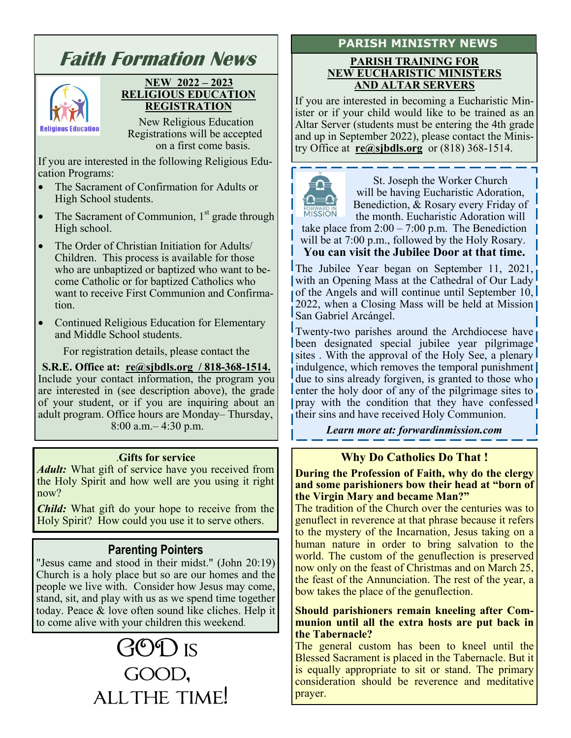# Faith Formation News

### NEW 2022 – 2023 RELIGIOUS EDUCATION REGISTRATION

New Religious Education Registrations will be accepted on a first come basis.

If you are interested in the following Religious Education Programs:

- The Sacrament of Confirmation for Adults or High School students.
- The Sacrament of Communion, 1st grade through High school.
- The Order of Christian Initiation for Adults/ Children. This process is available for those who are unbaptized or baptized who want to become Catholic or for baptized Catholics who want to receive First Communion and Confirmation.
- Continued Religious Education for Elementary and Middle School students.

For registration details, please contact the

**S.R.E. Office at: re@sjbdls.org / 818-368-1514.** Include your contact information, the program you are interested in (see description above), the grade of your student, or if you are inquiring about an adult program. Office hours are Monday– Thursday, 8:00 a.m.– 4:30 p.m.

### .Gifts for service

***Adult:*** What gift of service have you received from the Holy Spirit and how well are you using it right now?

***Child:*** What gift do your hope to receive from the Holy Spirit? How could you use it to serve others.

### Parenting Pointers

"Jesus came and stood in their midst." (John 20:19) Church is a holy place but so are our homes and the people we live with. Consider how Jesus may come, stand, sit, and play with us as we spend time together today. Peace & love often sound like cliches. Help it to come alive with your children this weekend.

GOD IS GOOD, ALL THE TIME!

## PARISH MINISTRY NEWS

### PARISH TRAINING FOR NEW EUCHARISTIC MINISTERS AND ALTAR SERVERS

If you are interested in becoming a Eucharistic Minister or if your child would like to be trained as an Altar Server (students must be entering the 4th grade and up in September 2022), please contact the Ministry Office at **re@sjbdls.org** or (818) 368-1514.

St. Joseph the Worker Church will be having Eucharistic Adoration, Benediction, & Rosary every Friday of the month. Eucharistic Adoration will take place from 2:00 – 7:00 p.m. The Benediction will be at 7:00 p.m., followed by the Holy Rosary. **You can visit the Jubilee Door at that time.**

The Jubilee Year began on September 11, 2021, with an Opening Mass at the Cathedral of Our Lady of the Angels and will continue until September 10, 2022, when a Closing Mass will be held at Mission San Gabriel Arcángel.

Twenty-two parishes around the Archdiocese have been designated special jubilee year pilgrimage sites . With the approval of the Holy See, a plenary indulgence, which removes the temporal punishment due to sins already forgiven, is granted to those who enter the holy door of any of the pilgrimage sites to pray with the condition that they have confessed their sins and have received Holy Communion.

***Learn more at: forwardinmission.com***

### Why Do Catholics Do That !

**During the Profession of Faith, why do the clergy and some parishioners bow their head at "born of the Virgin Mary and became Man?"**

The tradition of the Church over the centuries was to genuflect in reverence at that phrase because it refers to the mystery of the Incarnation, Jesus taking on a human nature in order to bring salvation to the world. The custom of the genuflection is preserved now only on the feast of Christmas and on March 25, the feast of the Annunciation. The rest of the year, a bow takes the place of the genuflection.

**Should parishioners remain kneeling after Communion until all the extra hosts are put back in the Tabernacle?**

The general custom has been to kneel until the Blessed Sacrament is placed in the Tabernacle. But it is equally appropriate to sit or stand. The primary consideration should be reverence and meditative prayer.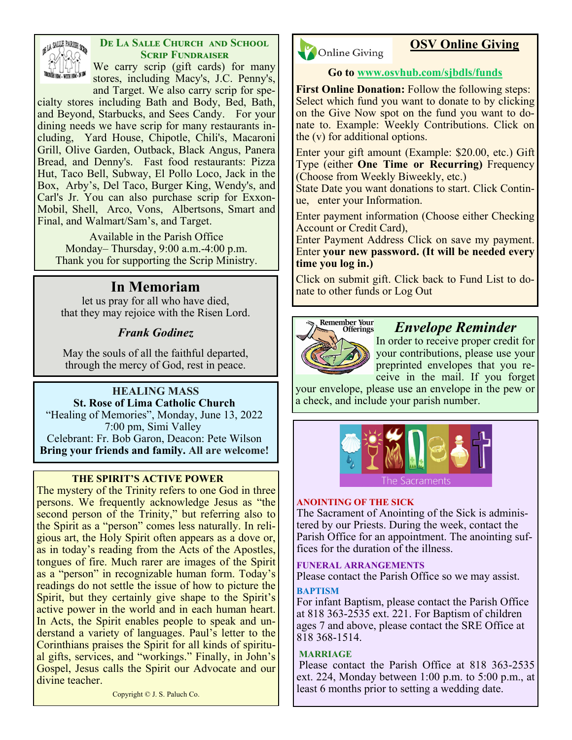## De La Salle Church and School Scrip Fundraiser

We carry scrip (gift cards) for many stores, including Macy's, J.C. Penny's, and Target. We also carry scrip for specialty stores including Bath and Body, Bed, Bath, and Beyond, Starbucks, and Sees Candy. For your dining needs we have scrip for many restaurants including, Yard House, Chipotle, Chili's, Macaroni Grill, Olive Garden, Outback, Black Angus, Panera Bread, and Denny's. Fast food restaurants: Pizza Hut, Taco Bell, Subway, El Pollo Loco, Jack in the Box, Arby's, Del Taco, Burger King, Wendy's, and Carl's Jr. You can also purchase scrip for Exxon-Mobil, Shell, Arco, Vons, Albertsons, Smart and Final, and Walmart/Sam's, and Target.

Available in the Parish Office
Monday– Thursday, 9:00 a.m.-4:00 p.m.
Thank you for supporting the Scrip Ministry.

## In Memoriam

let us pray for all who have died,
that they may rejoice with the Risen Lord.

***Frank Godinez***

May the souls of all the faithful departed,
through the mercy of God, rest in peace.

## HEALING MASS

**St. Rose of Lima Catholic Church**
"Healing of Memories", Monday, June 13, 2022
7:00 pm, Simi Valley
Celebrant: Fr. Bob Garon, Deacon: Pete Wilson
**Bring your friends and family. All are welcome!**

## THE SPIRIT'S ACTIVE POWER

The mystery of the Trinity refers to one God in three persons. We frequently acknowledge Jesus as "the second person of the Trinity," but referring also to the Spirit as a "person" comes less naturally. In religious art, the Holy Spirit often appears as a dove or, as in today's reading from the Acts of the Apostles, tongues of fire. Much rarer are images of the Spirit as a "person" in recognizable human form. Today's readings do not settle the issue of how to picture the Spirit, but they certainly give shape to the Spirit's active power in the world and in each human heart. In Acts, the Spirit enables people to speak and understand a variety of languages. Paul's letter to the Corinthians praises the Spirit for all kinds of spiritual gifts, services, and "workings." Finally, in John's Gospel, Jesus calls the Spirit our Advocate and our divine teacher.

Copyright © J. S. Paluch Co.

## OSV Online Giving

**Go to www.osvhub.com/sjbdls/funds**

**First Online Donation:** Follow the following steps: Select which fund you want to donate to by clicking on the Give Now spot on the fund you want to donate to. Example: Weekly Contributions. Click on the (v) for additional options.

Enter your gift amount (Example: $20.00, etc.) Gift Type (either **One Time or Recurring)** Frequency (Choose from Weekly Biweekly, etc.)
State Date you want donations to start. Click Continue, enter your Information.

Enter payment information (Choose either Checking Account or Credit Card),
Enter Payment Address Click on save my payment. Enter **your new password. (It will be needed every time you log in.)**

Click on submit gift. Click back to Fund List to donate to other funds or Log Out

## *Envelope Reminder*

In order to receive proper credit for your contributions, please use your preprinted envelopes that you receive in the mail. If you forget your envelope, please use an envelope in the pew or a check, and include your parish number.

## The Sacraments

**ANOINTING OF THE SICK**
The Sacrament of Anointing of the Sick is administered by our Priests. During the week, contact the Parish Office for an appointment. The anointing suffices for the duration of the illness.

**FUNERAL ARRANGEMENTS**
Please contact the Parish Office so we may assist.

**BAPTISM**
For infant Baptism, please contact the Parish Office at 818 363-2535 ext. 221. For Baptism of children ages 7 and above, please contact the SRE Office at 818 368-1514.

**MARRIAGE**
Please contact the Parish Office at 818 363-2535 ext. 224, Monday between 1:00 p.m. to 5:00 p.m., at least 6 months prior to setting a wedding date.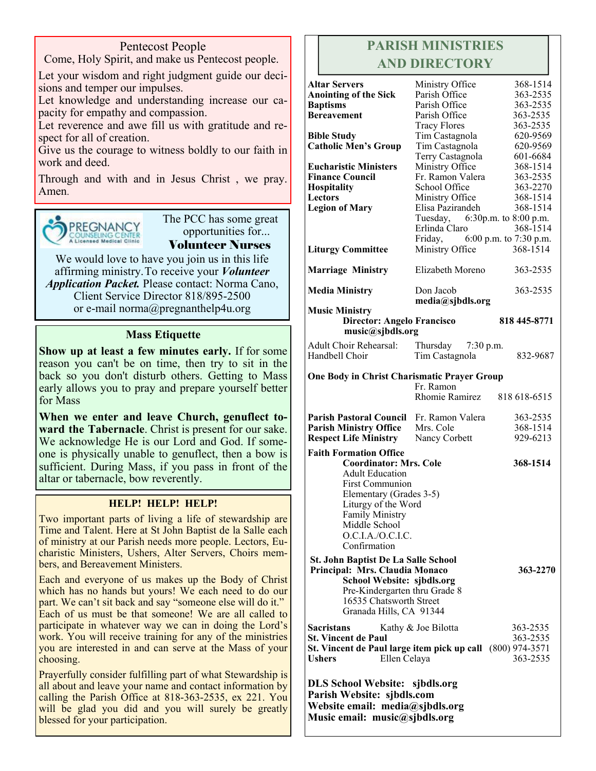## Pentecost People

Come, Holy Spirit, and make us Pentecost people.

Let your wisdom and right judgment guide our decisions and temper our impulses.
Let knowledge and understanding increase our capacity for empathy and compassion.
Let reverence and awe fill us with gratitude and respect for all of creation.
Give us the courage to witness boldly to our faith in work and deed.

Through and with and in Jesus Christ , we pray. Amen.

PREGNANCY COUNSELING CENTER
A Licensed Medical Clinic

The PCC has some great opportunities for...
**Volunteer Nurses**

We would love to have you join us in this life affirming ministry. To receive your ***Volunteer Application Packet.*** Please contact: Norma Cano, Client Service Director 818/895-2500
or e-mail norma@pregnanthelp4u.org

## Mass Etiquette

**Show up at least a few minutes early.** If for some reason you can't be on time, then try to sit in the back so you don't disturb others. Getting to Mass early allows you to pray and prepare yourself better for Mass

**When we enter and leave Church, genuflect toward the Tabernacle**. Christ is present for our sake. We acknowledge He is our Lord and God. If someone is physically unable to genuflect, then a bow is sufficient. During Mass, if you pass in front of the altar or tabernacle, bow reverently.

## HELP! HELP! HELP!

Two important parts of living a life of stewardship are Time and Talent. Here at St John Baptist de la Salle each of ministry at our Parish needs more people. Lectors, Eucharistic Ministers, Ushers, Alter Servers, Choirs members, and Bereavement Ministers.

Each and everyone of us makes up the Body of Christ which has no hands but yours! We each need to do our part. We can't sit back and say "someone else will do it." Each of us must be that someone! We are all called to participate in whatever way we can in doing the Lord's work. You will receive training for any of the ministries you are interested in and can serve at the Mass of your choosing.

Prayerfully consider fulfilling part of what Stewardship is all about and leave your name and contact information by calling the Parish Office at 818-363-2535, ex 221. You will be glad you did and you will surely be greatly blessed for your participation.

## PARISH MINISTRIES AND DIRECTORY

| | | |
|---|---|---|
| **Altar Servers** | Ministry Office | 368-1514 |
| **Anointing of the Sick** | Parish Office | 363-2535 |
| **Baptisms** | Parish Office | 363-2535 |
| **Bereavement** | Parish Office | 363-2535 |
| | Tracy Flores | 363-2535 |
| **Bible Study** | Tim Castagnola | 620-9569 |
| **Catholic Men's Group** | Tim Castagnola | 620-9569 |
| | Terry Castagnola | 601-6684 |
| **Eucharistic Ministers** | Ministry Office | 368-1514 |
| **Finance Council** | Fr. Ramon Valera | 363-2535 |
| **Hospitality** | School Office | 363-2270 |
| **Lectors** | Ministry Office | 368-1514 |
| **Legion of Mary** | Elisa Pazirandeh | 368-1514 |
| | Tuesday, 6:30p.m. to 8:00 p.m. | |
| | Erlinda Claro | 368-1514 |
| | Friday, 6:00 p.m. to 7:30 p.m. | |
| **Liturgy Committee** | Ministry Office | 368-1514 |
| **Marriage Ministry** | Elizabeth Moreno | 363-2535 |
| **Media Ministry** | Don Jacob **media@sjbdls.org** | 363-2535 |

**Music Ministry**
**Director: Angelo Francisco** **818 445-8771**
**music@sjbdls.org**

| | | |
|---|---|---|
| Adult Choir Rehearsal: | Thursday 7:30 p.m. | |
| Handbell Choir | Tim Castagnola | 832-9687 |

**One Body in Christ Charismatic Prayer Group**
Fr. Ramon
Rhomie Ramirez 818 618-6515

| | | |
|---|---|---|
| **Parish Pastoral Council** | Fr. Ramon Valera | 363-2535 |
| **Parish Ministry Office** | Mrs. Cole | 368-1514 |
| **Respect Life Ministry** | Nancy Corbett | 929-6213 |

**Faith Formation Office**
**Coordinator: Mrs. Cole** **368-1514**
- Adult Education
- First Communion
- Elementary (Grades 3-5)
- Liturgy of the Word
- Family Ministry
- Middle School
- O.C.I.A./O.C.I.C.
- Confirmation

**St. John Baptist De La Salle School**
**Principal: Mrs. Claudia Monaco** **363-2270**
**School Website: sjbdls.org**
Pre-Kindergarten thru Grade 8
16535 Chatsworth Street
Granada Hills, CA 91344

| | | |
|---|---|---|
| **Sacristans** | Kathy & Joe Bilotta | 363-2535 |
| **St. Vincent de Paul** | | 363-2535 |
| **St. Vincent de Paul large item pick up call** | | (800) 974-3571 |
| **Ushers** | Ellen Celaya | 363-2535 |

**DLS School Website: sjbdls.org**
**Parish Website: sjbdls.com**
**Website email: media@sjbdls.org**
**Music email: music@sjbdls.org**